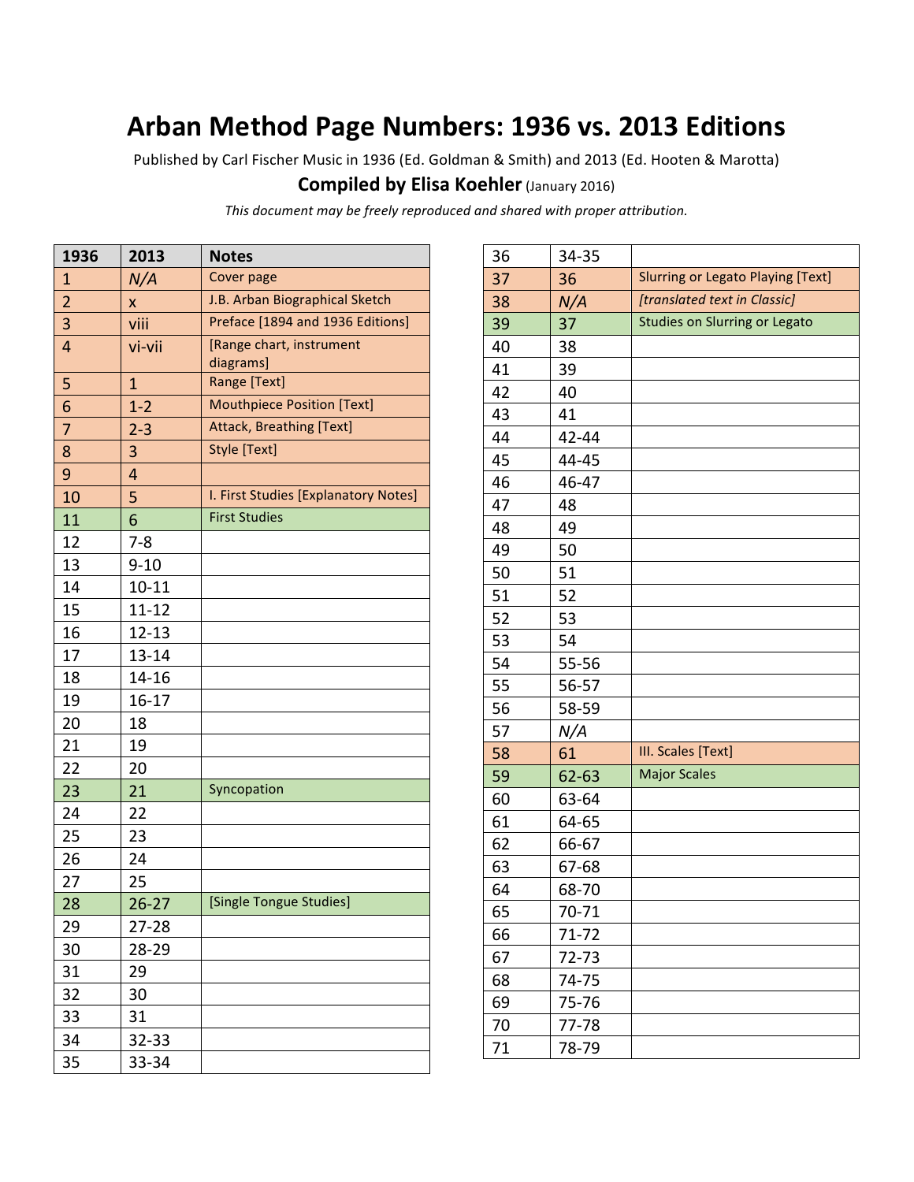# Arban Method Page Numbers: 1936 vs. 2013 Editions

Published by Carl Fischer Music in 1936 (Ed. Goldman & Smith) and 2013 (Ed. Hooten & Marotta)

**Compiled by Elisa Koehler** (January 2016)

*This document may be freely reproduced and shared with proper attribution.*

| 1936 | 2013 | Notes |
|---|---|---|
| 1 | *N/A* | Cover page |
| 2 | x | J.B. Arban Biographical Sketch |
| 3 | viii | Preface [1894 and 1936 Editions] |
| 4 | vi-vii | [Range chart, instrument diagrams] |
| 5 | 1 | Range [Text] |
| 6 | 1-2 | Mouthpiece Position [Text] |
| 7 | 2-3 | Attack, Breathing [Text] |
| 8 | 3 | Style [Text] |
| 9 | 4 | |
| 10 | 5 | I. First Studies [Explanatory Notes] |
| 11 | 6 | First Studies |
| 12 | 7-8 | |
| 13 | 9-10 | |
| 14 | 10-11 | |
| 15 | 11-12 | |
| 16 | 12-13 | |
| 17 | 13-14 | |
| 18 | 14-16 | |
| 19 | 16-17 | |
| 20 | 18 | |
| 21 | 19 | |
| 22 | 20 | |
| 23 | 21 | Syncopation |
| 24 | 22 | |
| 25 | 23 | |
| 26 | 24 | |
| 27 | 25 | |
| 28 | 26-27 | [Single Tongue Studies] |
| 29 | 27-28 | |
| 30 | 28-29 | |
| 31 | 29 | |
| 32 | 30 | |
| 33 | 31 | |
| 34 | 32-33 | |
| 35 | 33-34 | |
| 36 | 34-35 | |
| 37 | 36 | Slurring or Legato Playing [Text] |
| 38 | *N/A* | *[translated text in Classic]* |
| 39 | 37 | Studies on Slurring or Legato |
| 40 | 38 | |
| 41 | 39 | |
| 42 | 40 | |
| 43 | 41 | |
| 44 | 42-44 | |
| 45 | 44-45 | |
| 46 | 46-47 | |
| 47 | 48 | |
| 48 | 49 | |
| 49 | 50 | |
| 50 | 51 | |
| 51 | 52 | |
| 52 | 53 | |
| 53 | 54 | |
| 54 | 55-56 | |
| 55 | 56-57 | |
| 56 | 58-59 | |
| 57 | *N/A* | |
| 58 | 61 | III. Scales [Text] |
| 59 | 62-63 | Major Scales |
| 60 | 63-64 | |
| 61 | 64-65 | |
| 62 | 66-67 | |
| 63 | 67-68 | |
| 64 | 68-70 | |
| 65 | 70-71 | |
| 66 | 71-72 | |
| 67 | 72-73 | |
| 68 | 74-75 | |
| 69 | 75-76 | |
| 70 | 77-78 | |
| 71 | 78-79 | |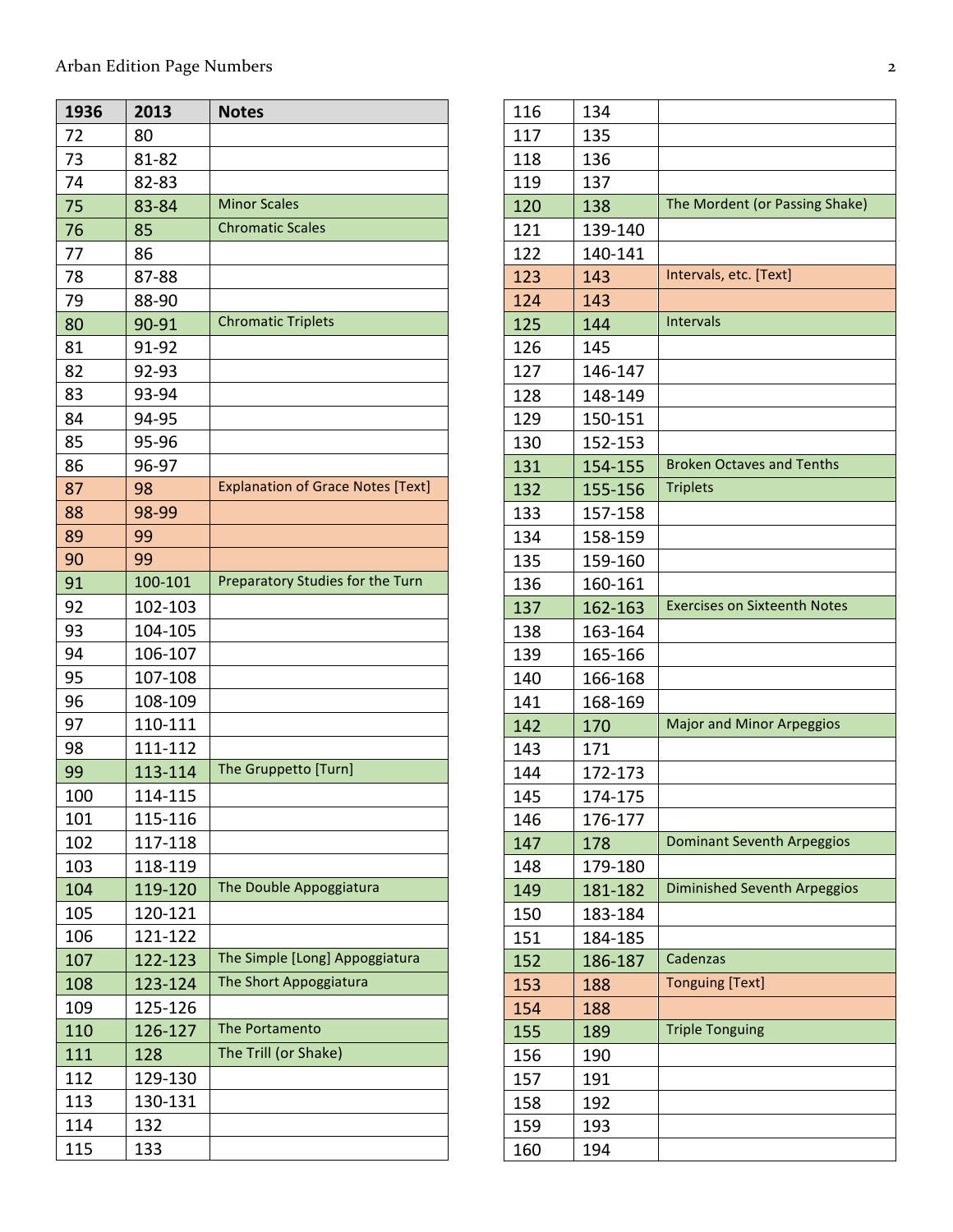| 1936 | 2013 | Notes |
|---|---|---|
| 72 | 80 | |
| 73 | 81-82 | |
| 74 | 82-83 | |
| 75 | 83-84 | Minor Scales |
| 76 | 85 | Chromatic Scales |
| 77 | 86 | |
| 78 | 87-88 | |
| 79 | 88-90 | |
| 80 | 90-91 | Chromatic Triplets |
| 81 | 91-92 | |
| 82 | 92-93 | |
| 83 | 93-94 | |
| 84 | 94-95 | |
| 85 | 95-96 | |
| 86 | 96-97 | |
| 87 | 98 | Explanation of Grace Notes [Text] |
| 88 | 98-99 | |
| 89 | 99 | |
| 90 | 99 | |
| 91 | 100-101 | Preparatory Studies for the Turn |
| 92 | 102-103 | |
| 93 | 104-105 | |
| 94 | 106-107 | |
| 95 | 107-108 | |
| 96 | 108-109 | |
| 97 | 110-111 | |
| 98 | 111-112 | |
| 99 | 113-114 | The Gruppetto [Turn] |
| 100 | 114-115 | |
| 101 | 115-116 | |
| 102 | 117-118 | |
| 103 | 118-119 | |
| 104 | 119-120 | The Double Appoggiatura |
| 105 | 120-121 | |
| 106 | 121-122 | |
| 107 | 122-123 | The Simple [Long] Appoggiatura |
| 108 | 123-124 | The Short Appoggiatura |
| 109 | 125-126 | |
| 110 | 126-127 | The Portamento |
| 111 | 128 | The Trill (or Shake) |
| 112 | 129-130 | |
| 113 | 130-131 | |
| 114 | 132 | |
| 115 | 133 | |
| 116 | 134 | |
| 117 | 135 | |
| 118 | 136 | |
| 119 | 137 | |
| 120 | 138 | The Mordent (or Passing Shake) |
| 121 | 139-140 | |
| 122 | 140-141 | |
| 123 | 143 | Intervals, etc. [Text] |
| 124 | 143 | |
| 125 | 144 | Intervals |
| 126 | 145 | |
| 127 | 146-147 | |
| 128 | 148-149 | |
| 129 | 150-151 | |
| 130 | 152-153 | |
| 131 | 154-155 | Broken Octaves and Tenths |
| 132 | 155-156 | Triplets |
| 133 | 157-158 | |
| 134 | 158-159 | |
| 135 | 159-160 | |
| 136 | 160-161 | |
| 137 | 162-163 | Exercises on Sixteenth Notes |
| 138 | 163-164 | |
| 139 | 165-166 | |
| 140 | 166-168 | |
| 141 | 168-169 | |
| 142 | 170 | Major and Minor Arpeggios |
| 143 | 171 | |
| 144 | 172-173 | |
| 145 | 174-175 | |
| 146 | 176-177 | |
| 147 | 178 | Dominant Seventh Arpeggios |
| 148 | 179-180 | |
| 149 | 181-182 | Diminished Seventh Arpeggios |
| 150 | 183-184 | |
| 151 | 184-185 | |
| 152 | 186-187 | Cadenzas |
| 153 | 188 | Tonguing [Text] |
| 154 | 188 | |
| 155 | 189 | Triple Tonguing |
| 156 | 190 | |
| 157 | 191 | |
| 158 | 192 | |
| 159 | 193 | |
| 160 | 194 | |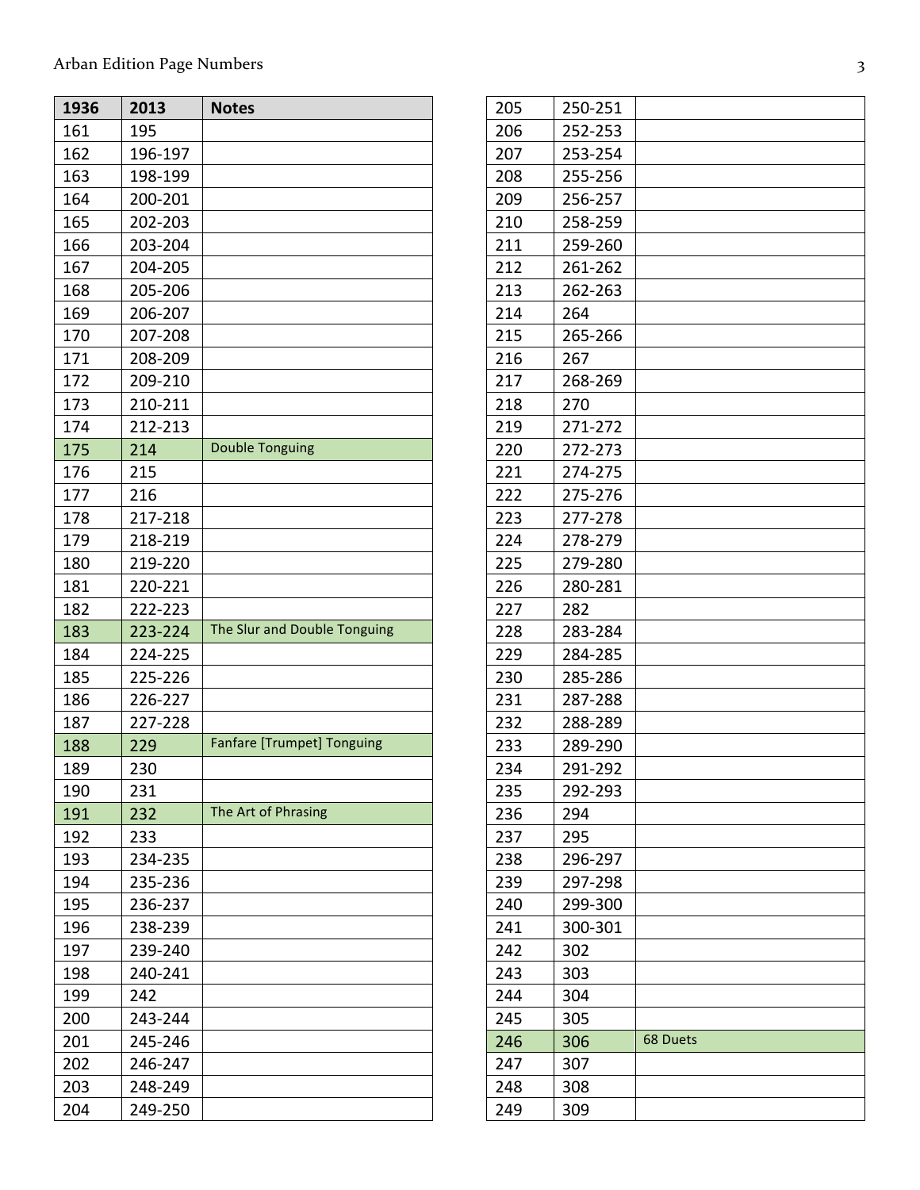| 1936 | 2013 | Notes |
|---|---|---|
| 161 | 195 | |
| 162 | 196-197 | |
| 163 | 198-199 | |
| 164 | 200-201 | |
| 165 | 202-203 | |
| 166 | 203-204 | |
| 167 | 204-205 | |
| 168 | 205-206 | |
| 169 | 206-207 | |
| 170 | 207-208 | |
| 171 | 208-209 | |
| 172 | 209-210 | |
| 173 | 210-211 | |
| 174 | 212-213 | |
| 175 | 214 | Double Tonguing |
| 176 | 215 | |
| 177 | 216 | |
| 178 | 217-218 | |
| 179 | 218-219 | |
| 180 | 219-220 | |
| 181 | 220-221 | |
| 182 | 222-223 | |
| 183 | 223-224 | The Slur and Double Tonguing |
| 184 | 224-225 | |
| 185 | 225-226 | |
| 186 | 226-227 | |
| 187 | 227-228 | |
| 188 | 229 | Fanfare [Trumpet] Tonguing |
| 189 | 230 | |
| 190 | 231 | |
| 191 | 232 | The Art of Phrasing |
| 192 | 233 | |
| 193 | 234-235 | |
| 194 | 235-236 | |
| 195 | 236-237 | |
| 196 | 238-239 | |
| 197 | 239-240 | |
| 198 | 240-241 | |
| 199 | 242 | |
| 200 | 243-244 | |
| 201 | 245-246 | |
| 202 | 246-247 | |
| 203 | 248-249 | |
| 204 | 249-250 | |
| 205 | 250-251 | |
| 206 | 252-253 | |
| 207 | 253-254 | |
| 208 | 255-256 | |
| 209 | 256-257 | |
| 210 | 258-259 | |
| 211 | 259-260 | |
| 212 | 261-262 | |
| 213 | 262-263 | |
| 214 | 264 | |
| 215 | 265-266 | |
| 216 | 267 | |
| 217 | 268-269 | |
| 218 | 270 | |
| 219 | 271-272 | |
| 220 | 272-273 | |
| 221 | 274-275 | |
| 222 | 275-276 | |
| 223 | 277-278 | |
| 224 | 278-279 | |
| 225 | 279-280 | |
| 226 | 280-281 | |
| 227 | 282 | |
| 228 | 283-284 | |
| 229 | 284-285 | |
| 230 | 285-286 | |
| 231 | 287-288 | |
| 232 | 288-289 | |
| 233 | 289-290 | |
| 234 | 291-292 | |
| 235 | 292-293 | |
| 236 | 294 | |
| 237 | 295 | |
| 238 | 296-297 | |
| 239 | 297-298 | |
| 240 | 299-300 | |
| 241 | 300-301 | |
| 242 | 302 | |
| 243 | 303 | |
| 244 | 304 | |
| 245 | 305 | |
| 246 | 306 | 68 Duets |
| 247 | 307 | |
| 248 | 308 | |
| 249 | 309 | |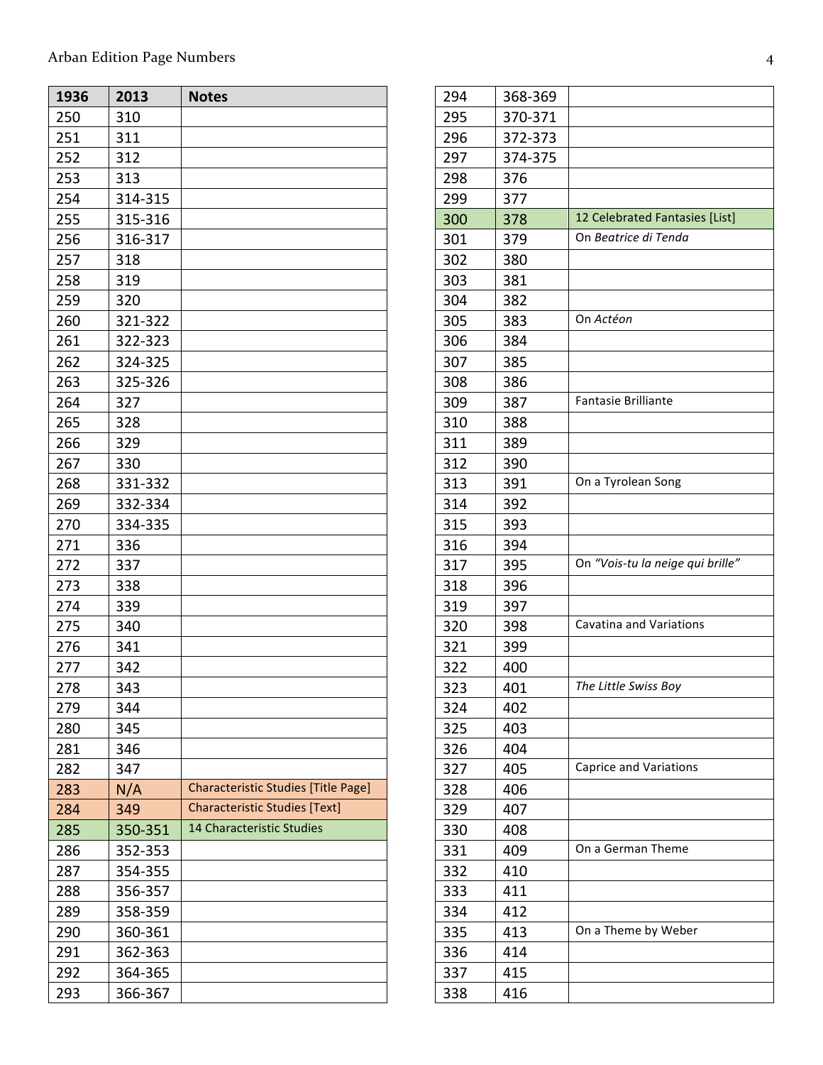| 1936 | 2013 | Notes |
|---|---|---|
| 250 | 310 | |
| 251 | 311 | |
| 252 | 312 | |
| 253 | 313 | |
| 254 | 314-315 | |
| 255 | 315-316 | |
| 256 | 316-317 | |
| 257 | 318 | |
| 258 | 319 | |
| 259 | 320 | |
| 260 | 321-322 | |
| 261 | 322-323 | |
| 262 | 324-325 | |
| 263 | 325-326 | |
| 264 | 327 | |
| 265 | 328 | |
| 266 | 329 | |
| 267 | 330 | |
| 268 | 331-332 | |
| 269 | 332-334 | |
| 270 | 334-335 | |
| 271 | 336 | |
| 272 | 337 | |
| 273 | 338 | |
| 274 | 339 | |
| 275 | 340 | |
| 276 | 341 | |
| 277 | 342 | |
| 278 | 343 | |
| 279 | 344 | |
| 280 | 345 | |
| 281 | 346 | |
| 282 | 347 | |
| 283 | N/A | Characteristic Studies [Title Page] |
| 284 | 349 | Characteristic Studies [Text] |
| 285 | 350-351 | 14 Characteristic Studies |
| 286 | 352-353 | |
| 287 | 354-355 | |
| 288 | 356-357 | |
| 289 | 358-359 | |
| 290 | 360-361 | |
| 291 | 362-363 | |
| 292 | 364-365 | |
| 293 | 366-367 | |
| 294 | 368-369 | |
| 295 | 370-371 | |
| 296 | 372-373 | |
| 297 | 374-375 | |
| 298 | 376 | |
| 299 | 377 | |
| 300 | 378 | 12 Celebrated Fantasies [List] |
| 301 | 379 | On *Beatrice di Tenda* |
| 302 | 380 | |
| 303 | 381 | |
| 304 | 382 | |
| 305 | 383 | On *Actéon* |
| 306 | 384 | |
| 307 | 385 | |
| 308 | 386 | |
| 309 | 387 | Fantasie Brilliante |
| 310 | 388 | |
| 311 | 389 | |
| 312 | 390 | |
| 313 | 391 | On a Tyrolean Song |
| 314 | 392 | |
| 315 | 393 | |
| 316 | 394 | |
| 317 | 395 | On *"Vois-tu la neige qui brille"* |
| 318 | 396 | |
| 319 | 397 | |
| 320 | 398 | Cavatina and Variations |
| 321 | 399 | |
| 322 | 400 | |
| 323 | 401 | *The Little Swiss Boy* |
| 324 | 402 | |
| 325 | 403 | |
| 326 | 404 | |
| 327 | 405 | Caprice and Variations |
| 328 | 406 | |
| 329 | 407 | |
| 330 | 408 | |
| 331 | 409 | On a German Theme |
| 332 | 410 | |
| 333 | 411 | |
| 334 | 412 | |
| 335 | 413 | On a Theme by Weber |
| 336 | 414 | |
| 337 | 415 | |
| 338 | 416 | |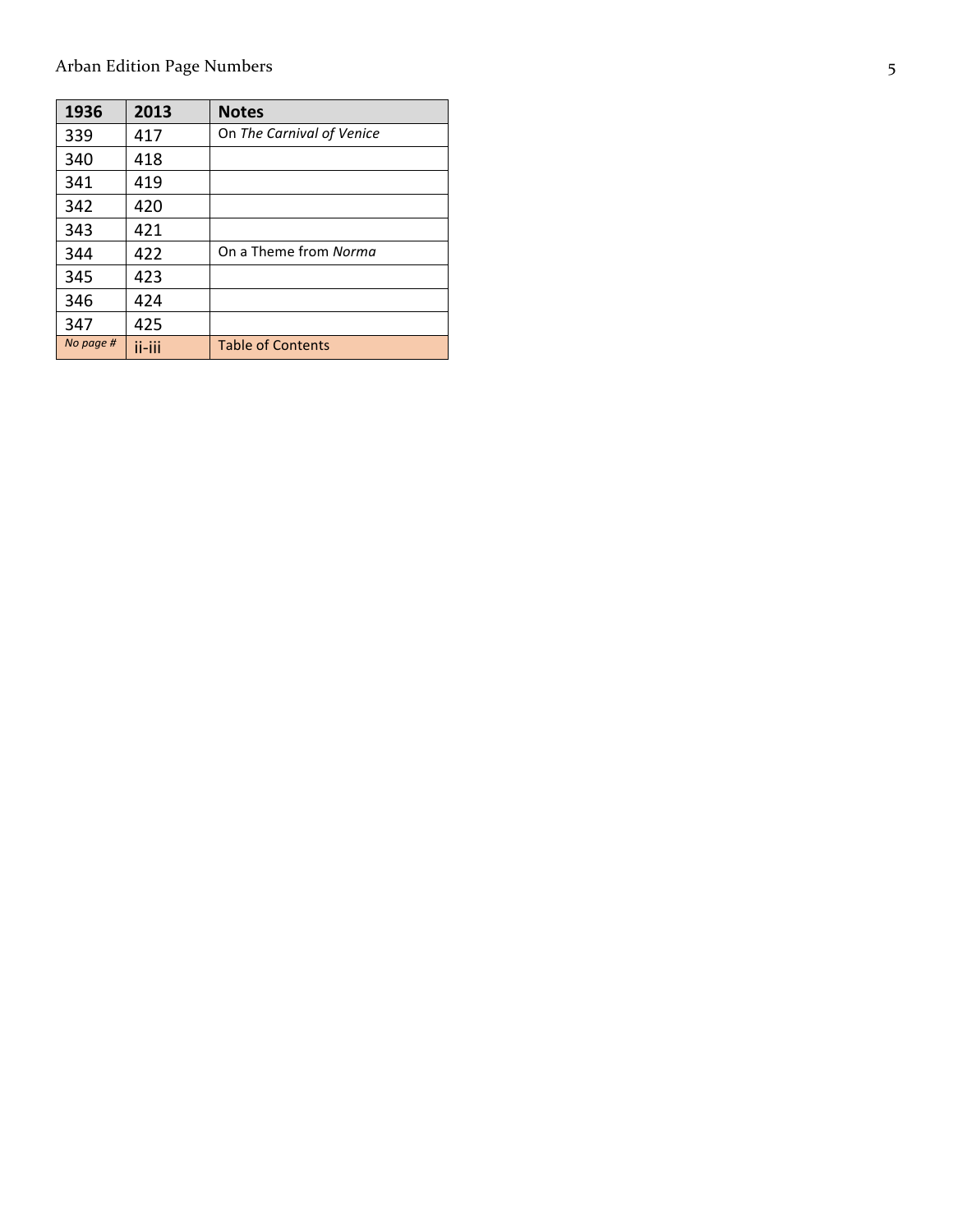| 1936 | 2013 | Notes |
|---|---|---|
| 339 | 417 | On *The Carnival of Venice* |
| 340 | 418 | |
| 341 | 419 | |
| 342 | 420 | |
| 343 | 421 | |
| 344 | 422 | On a Theme from *Norma* |
| 345 | 423 | |
| 346 | 424 | |
| 347 | 425 | |
| *No page #* | ii-iii | Table of Contents |